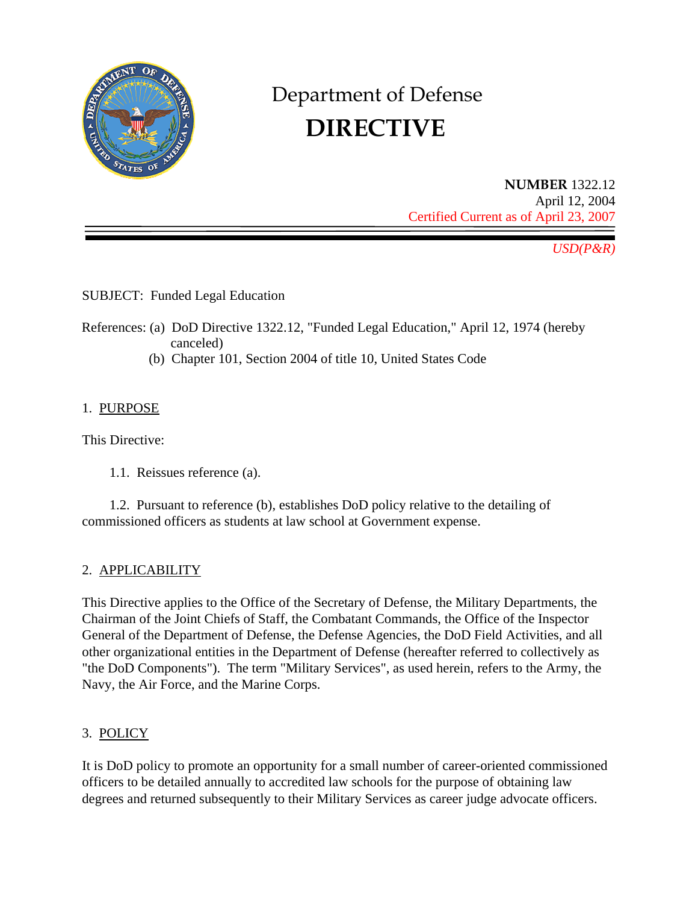# Department of Defense
# DIRECTIVE

**NUMBER** 1322.12
April 12, 2004
Certified Current as of April 23, 2007

*USD(P&R)*

SUBJECT: Funded Legal Education

References: (a) DoD Directive 1322.12, "Funded Legal Education," April 12, 1974 (hereby canceled)
(b) Chapter 101, Section 2004 of title 10, United States Code

## 1. PURPOSE

This Directive:

1.1. Reissues reference (a).

1.2. Pursuant to reference (b), establishes DoD policy relative to the detailing of commissioned officers as students at law school at Government expense.

## 2. APPLICABILITY

This Directive applies to the Office of the Secretary of Defense, the Military Departments, the Chairman of the Joint Chiefs of Staff, the Combatant Commands, the Office of the Inspector General of the Department of Defense, the Defense Agencies, the DoD Field Activities, and all other organizational entities in the Department of Defense (hereafter referred to collectively as "the DoD Components"). The term "Military Services", as used herein, refers to the Army, the Navy, the Air Force, and the Marine Corps.

## 3. POLICY

It is DoD policy to promote an opportunity for a small number of career-oriented commissioned officers to be detailed annually to accredited law schools for the purpose of obtaining law degrees and returned subsequently to their Military Services as career judge advocate officers.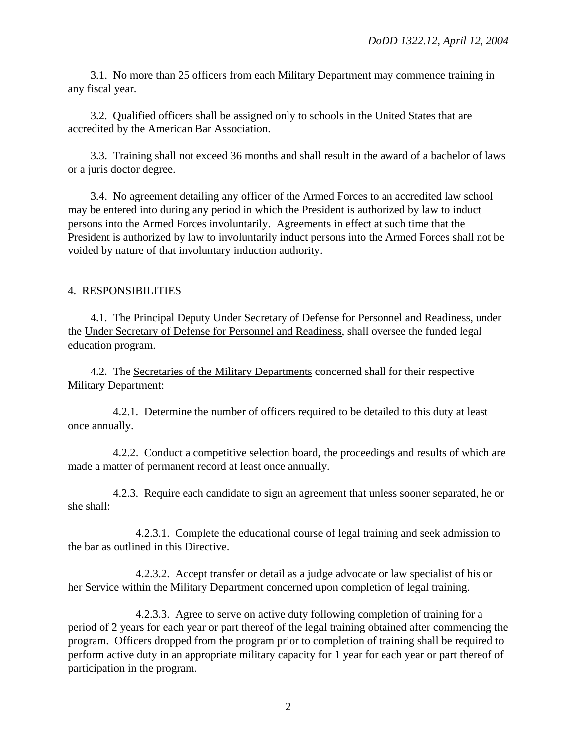3.1. No more than 25 officers from each Military Department may commence training in any fiscal year.

3.2. Qualified officers shall be assigned only to schools in the United States that are accredited by the American Bar Association.

3.3. Training shall not exceed 36 months and shall result in the award of a bachelor of laws or a juris doctor degree.

3.4. No agreement detailing any officer of the Armed Forces to an accredited law school may be entered into during any period in which the President is authorized by law to induct persons into the Armed Forces involuntarily. Agreements in effect at such time that the President is authorized by law to involuntarily induct persons into the Armed Forces shall not be voided by nature of that involuntary induction authority.

## 4. RESPONSIBILITIES

4.1. The Principal Deputy Under Secretary of Defense for Personnel and Readiness, under the Under Secretary of Defense for Personnel and Readiness, shall oversee the funded legal education program.

4.2. The Secretaries of the Military Departments concerned shall for their respective Military Department:

4.2.1. Determine the number of officers required to be detailed to this duty at least once annually.

4.2.2. Conduct a competitive selection board, the proceedings and results of which are made a matter of permanent record at least once annually.

4.2.3. Require each candidate to sign an agreement that unless sooner separated, he or she shall:

4.2.3.1. Complete the educational course of legal training and seek admission to the bar as outlined in this Directive.

4.2.3.2. Accept transfer or detail as a judge advocate or law specialist of his or her Service within the Military Department concerned upon completion of legal training.

4.2.3.3. Agree to serve on active duty following completion of training for a period of 2 years for each year or part thereof of the legal training obtained after commencing the program. Officers dropped from the program prior to completion of training shall be required to perform active duty in an appropriate military capacity for 1 year for each year or part thereof of participation in the program.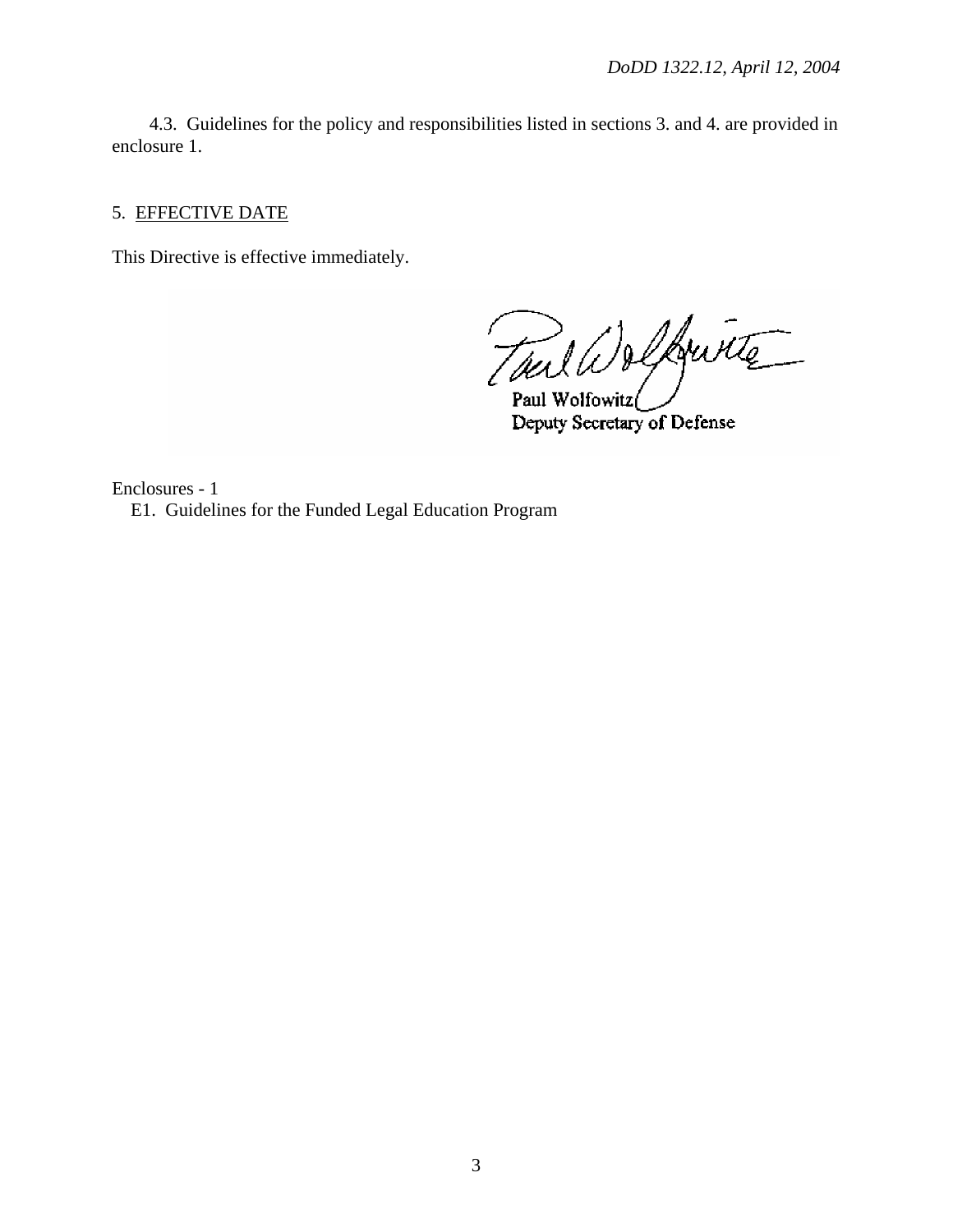4.3. Guidelines for the policy and responsibilities listed in sections 3. and 4. are provided in enclosure 1.

5. EFFECTIVE DATE

This Directive is effective immediately.

Paul Wolfowitz
Deputy Secretary of Defense

Enclosures - 1
E1. Guidelines for the Funded Legal Education Program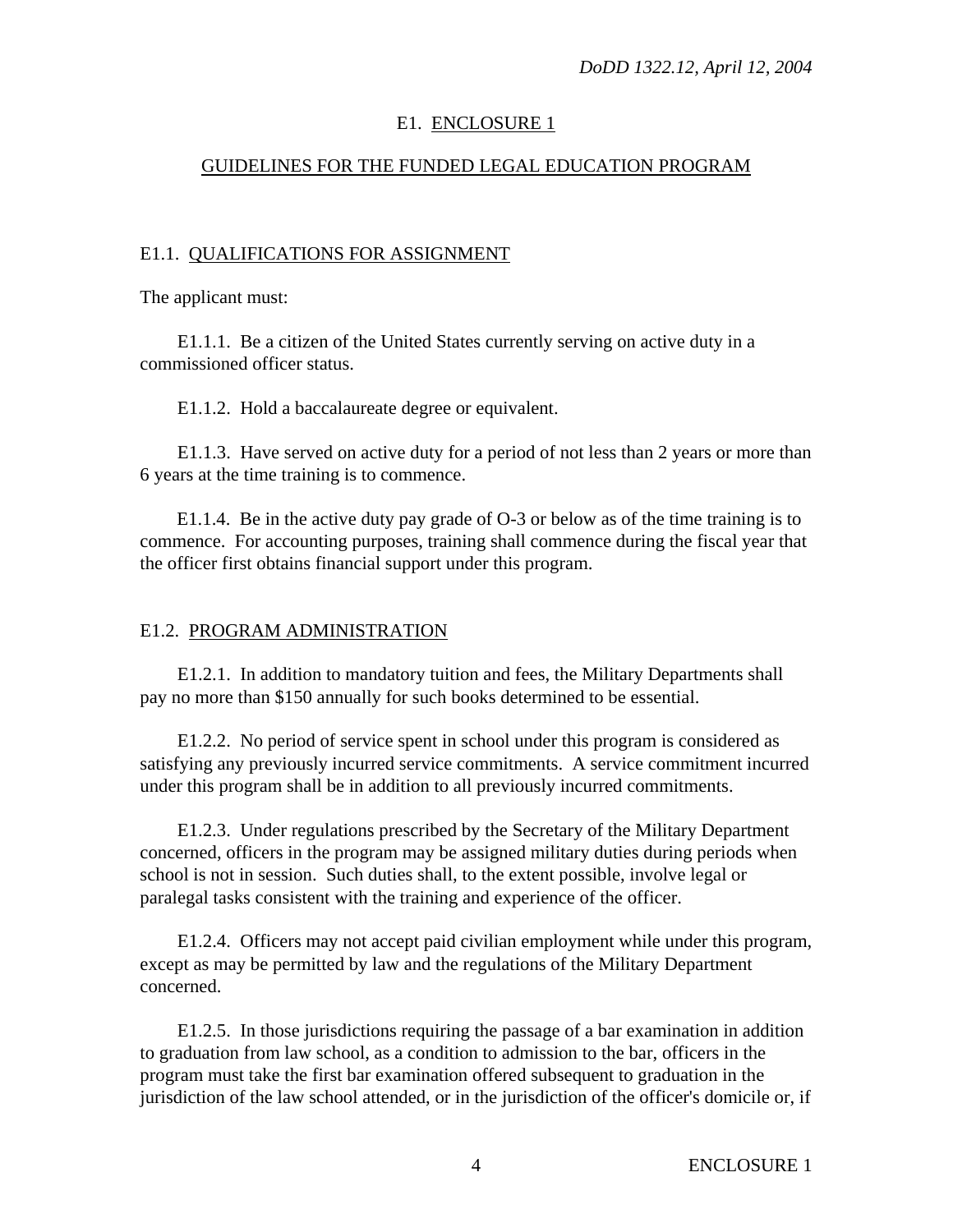## E1. ENCLOSURE 1

## GUIDELINES FOR THE FUNDED LEGAL EDUCATION PROGRAM

### E1.1. QUALIFICATIONS FOR ASSIGNMENT

The applicant must:

E1.1.1. Be a citizen of the United States currently serving on active duty in a commissioned officer status.

E1.1.2. Hold a baccalaureate degree or equivalent.

E1.1.3. Have served on active duty for a period of not less than 2 years or more than 6 years at the time training is to commence.

E1.1.4. Be in the active duty pay grade of O-3 or below as of the time training is to commence. For accounting purposes, training shall commence during the fiscal year that the officer first obtains financial support under this program.

### E1.2. PROGRAM ADMINISTRATION

E1.2.1. In addition to mandatory tuition and fees, the Military Departments shall pay no more than $150 annually for such books determined to be essential.

E1.2.2. No period of service spent in school under this program is considered as satisfying any previously incurred service commitments. A service commitment incurred under this program shall be in addition to all previously incurred commitments.

E1.2.3. Under regulations prescribed by the Secretary of the Military Department concerned, officers in the program may be assigned military duties during periods when school is not in session. Such duties shall, to the extent possible, involve legal or paralegal tasks consistent with the training and experience of the officer.

E1.2.4. Officers may not accept paid civilian employment while under this program, except as may be permitted by law and the regulations of the Military Department concerned.

E1.2.5. In those jurisdictions requiring the passage of a bar examination in addition to graduation from law school, as a condition to admission to the bar, officers in the program must take the first bar examination offered subsequent to graduation in the jurisdiction of the law school attended, or in the jurisdiction of the officer's domicile or, if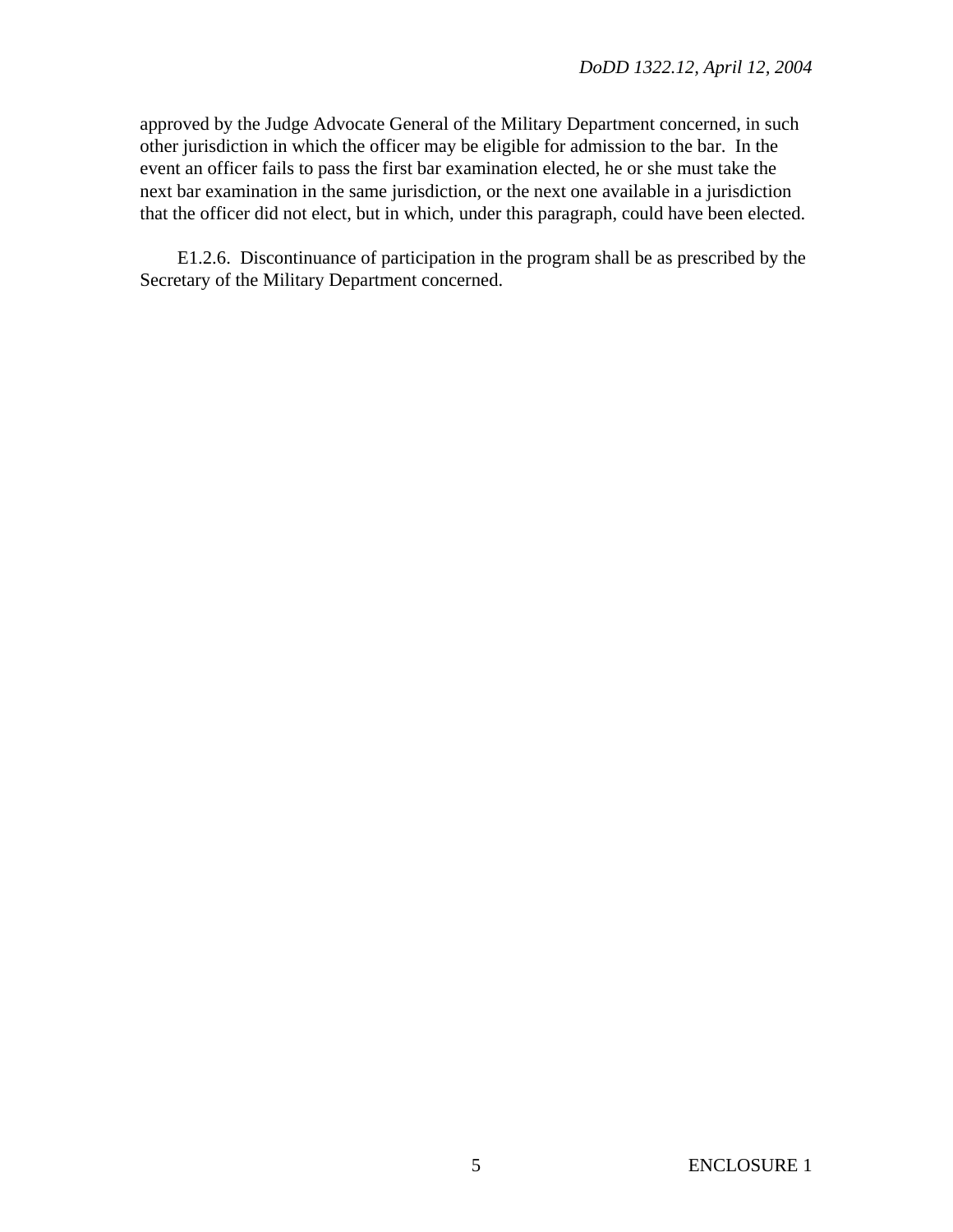approved by the Judge Advocate General of the Military Department concerned, in such other jurisdiction in which the officer may be eligible for admission to the bar. In the event an officer fails to pass the first bar examination elected, he or she must take the next bar examination in the same jurisdiction, or the next one available in a jurisdiction that the officer did not elect, but in which, under this paragraph, could have been elected.

E1.2.6. Discontinuance of participation in the program shall be as prescribed by the Secretary of the Military Department concerned.